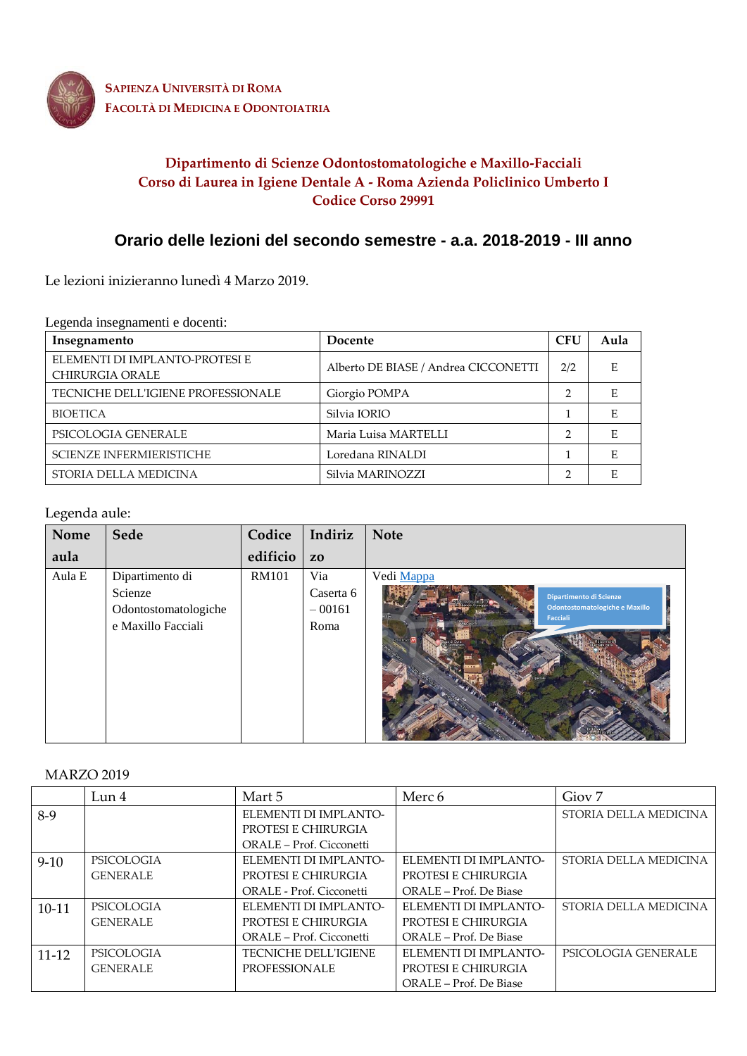**SAPIENZA UNIVERSITÀ DI ROMA**
**FACOLTÀ DI MEDICINA E ODONTOIATRIA**

**Dipartimento di Scienze Odontostomatologiche e Maxillo-Facciali**
**Corso di Laurea in Igiene Dentale A - Roma Azienda Policlinico Umberto I**
**Codice Corso 29991**

## Orario delle lezioni del secondo semestre - a.a. 2018-2019 - III anno

Le lezioni inizieranno lunedì 4 Marzo 2019.

Legenda insegnamenti e docenti:

| Insegnamento | Docente | CFU | Aula |
|---|---|---|---|
| ELEMENTI DI IMPLANTO-PROTESI E CHIRURGIA ORALE | Alberto DE BIASE / Andrea CICCONETTI | 2/2 | E |
| TECNICHE DELL'IGIENE PROFESSIONALE | Giorgio POMPA | 2 | E |
| BIOETICA | Silvia IORIO | 1 | E |
| PSICOLOGIA GENERALE | Maria Luisa MARTELLI | 2 | E |
| SCIENZE INFERMIERISTICHE | Loredana RINALDI | 1 | E |
| STORIA DELLA MEDICINA | Silvia MARINOZZI | 2 | E |

Legenda aule:

| Nome aula | Sede | Codice edificio | Indirizzo | Note |
|---|---|---|---|---|
| Aula E | Dipartimento di Scienze Odontostomatologiche e Maxillo Facciali | RM101 | Via Caserta 6 – 00161 Roma | Vedi Mappa |

MARZO 2019

| | Lun 4 | Mart 5 | Merc 6 | Giov 7 |
|---|---|---|---|---|
| 8-9 | | ELEMENTI DI IMPLANTO-PROTESI E CHIRURGIA ORALE – Prof. Cicconetti | | STORIA DELLA MEDICINA |
| 9-10 | PSICOLOGIA GENERALE | ELEMENTI DI IMPLANTO-PROTESI E CHIRURGIA ORALE - Prof. Cicconetti | ELEMENTI DI IMPLANTO-PROTESI E CHIRURGIA ORALE – Prof. De Biase | STORIA DELLA MEDICINA |
| 10-11 | PSICOLOGIA GENERALE | ELEMENTI DI IMPLANTO-PROTESI E CHIRURGIA ORALE – Prof. Cicconetti | ELEMENTI DI IMPLANTO-PROTESI E CHIRURGIA ORALE – Prof. De Biase | STORIA DELLA MEDICINA |
| 11-12 | PSICOLOGIA GENERALE | TECNICHE DELL'IGIENE PROFESSIONALE | ELEMENTI DI IMPLANTO-PROTESI E CHIRURGIA ORALE – Prof. De Biase | PSICOLOGIA GENERALE |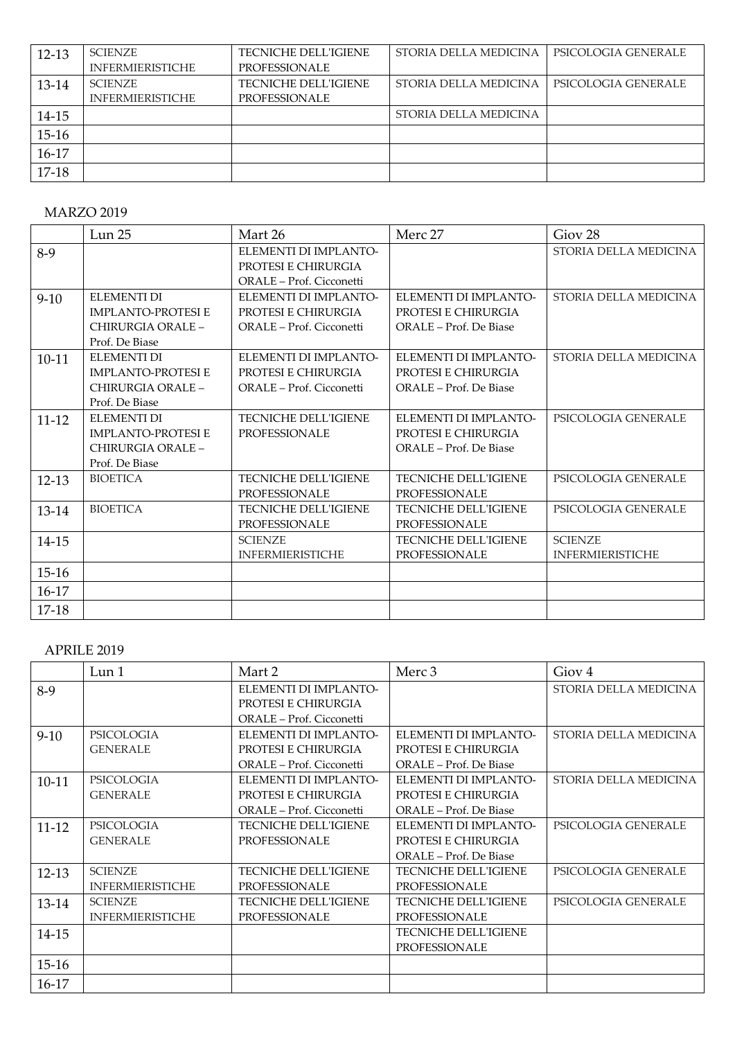|  |  |  |  |  |
| --- | --- | --- | --- | --- |
| 12-13 | SCIENZE INFERMIERISTICHE | TECNICHE DELL'IGIENE PROFESSIONALE | STORIA DELLA MEDICINA | PSICOLOGIA GENERALE |
| 13-14 | SCIENZE INFERMIERISTICHE | TECNICHE DELL'IGIENE PROFESSIONALE | STORIA DELLA MEDICINA | PSICOLOGIA GENERALE |
| 14-15 |  |  | STORIA DELLA MEDICINA |  |
| 15-16 |  |  |  |  |
| 16-17 |  |  |  |  |
| 17-18 |  |  |  |  |

MARZO 2019

|  | Lun 25 | Mart 26 | Merc 27 | Giov 28 |
| --- | --- | --- | --- | --- |
| 8-9 |  | ELEMENTI DI IMPLANTO-PROTESI E CHIRURGIA ORALE – Prof. Cicconetti |  | STORIA DELLA MEDICINA |
| 9-10 | ELEMENTI DI IMPLANTO-PROTESI E CHIRURGIA ORALE – Prof. De Biase | ELEMENTI DI IMPLANTO-PROTESI E CHIRURGIA ORALE – Prof. Cicconetti | ELEMENTI DI IMPLANTO-PROTESI E CHIRURGIA ORALE – Prof. De Biase | STORIA DELLA MEDICINA |
| 10-11 | ELEMENTI DI IMPLANTO-PROTESI E CHIRURGIA ORALE – Prof. De Biase | ELEMENTI DI IMPLANTO-PROTESI E CHIRURGIA ORALE – Prof. Cicconetti | ELEMENTI DI IMPLANTO-PROTESI E CHIRURGIA ORALE – Prof. De Biase | STORIA DELLA MEDICINA |
| 11-12 | ELEMENTI DI IMPLANTO-PROTESI E CHIRURGIA ORALE – Prof. De Biase | TECNICHE DELL'IGIENE PROFESSIONALE | ELEMENTI DI IMPLANTO-PROTESI E CHIRURGIA ORALE – Prof. De Biase | PSICOLOGIA GENERALE |
| 12-13 | BIOETICA | TECNICHE DELL'IGIENE PROFESSIONALE | TECNICHE DELL'IGIENE PROFESSIONALE | PSICOLOGIA GENERALE |
| 13-14 | BIOETICA | TECNICHE DELL'IGIENE PROFESSIONALE | TECNICHE DELL'IGIENE PROFESSIONALE | PSICOLOGIA GENERALE |
| 14-15 |  | SCIENZE INFERMIERISTICHE | TECNICHE DELL'IGIENE PROFESSIONALE | SCIENZE INFERMIERISTICHE |
| 15-16 |  |  |  |  |
| 16-17 |  |  |  |  |
| 17-18 |  |  |  |  |

APRILE 2019

|  | Lun 1 | Mart 2 | Merc 3 | Giov 4 |
| --- | --- | --- | --- | --- |
| 8-9 |  | ELEMENTI DI IMPLANTO-PROTESI E CHIRURGIA ORALE – Prof. Cicconetti |  | STORIA DELLA MEDICINA |
| 9-10 | PSICOLOGIA GENERALE | ELEMENTI DI IMPLANTO-PROTESI E CHIRURGIA ORALE – Prof. Cicconetti | ELEMENTI DI IMPLANTO-PROTESI E CHIRURGIA ORALE – Prof. De Biase | STORIA DELLA MEDICINA |
| 10-11 | PSICOLOGIA GENERALE | ELEMENTI DI IMPLANTO-PROTESI E CHIRURGIA ORALE – Prof. Cicconetti | ELEMENTI DI IMPLANTO-PROTESI E CHIRURGIA ORALE – Prof. De Biase | STORIA DELLA MEDICINA |
| 11-12 | PSICOLOGIA GENERALE | TECNICHE DELL'IGIENE PROFESSIONALE | ELEMENTI DI IMPLANTO-PROTESI E CHIRURGIA ORALE – Prof. De Biase | PSICOLOGIA GENERALE |
| 12-13 | SCIENZE INFERMIERISTICHE | TECNICHE DELL'IGIENE PROFESSIONALE | TECNICHE DELL'IGIENE PROFESSIONALE | PSICOLOGIA GENERALE |
| 13-14 | SCIENZE INFERMIERISTICHE | TECNICHE DELL'IGIENE PROFESSIONALE | TECNICHE DELL'IGIENE PROFESSIONALE | PSICOLOGIA GENERALE |
| 14-15 |  |  | TECNICHE DELL'IGIENE PROFESSIONALE |  |
| 15-16 |  |  |  |  |
| 16-17 |  |  |  |  |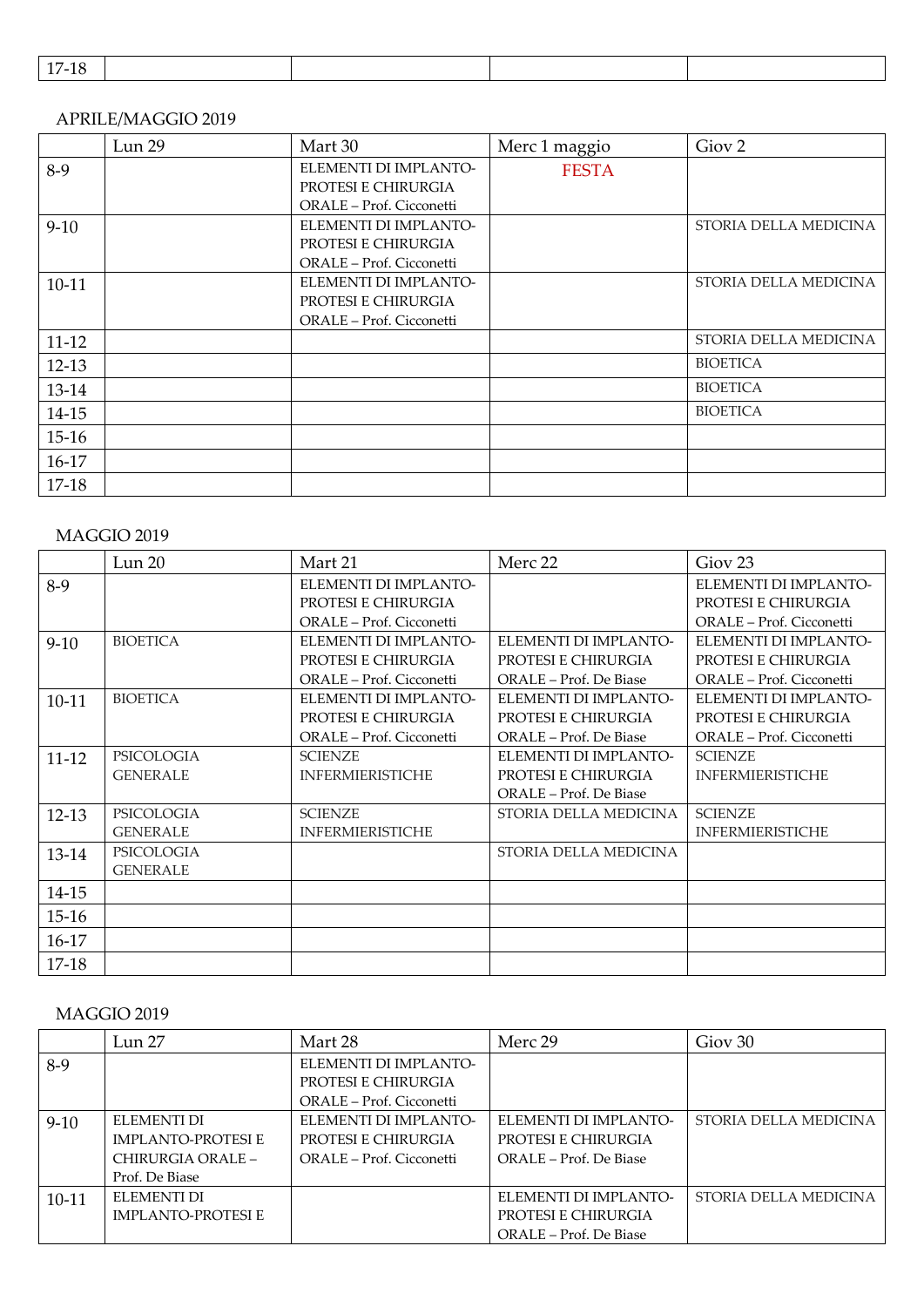| 17-18 | | | | |
|---|---|---|---|---|

APRILE/MAGGIO 2019

| | Lun 29 | Mart 30 | Merc 1 maggio | Giov 2 |
|---|---|---|---|---|
| 8-9 | | ELEMENTI DI IMPLANTO-PROTESI E CHIRURGIA ORALE – Prof. Cicconetti | FESTA | |
| 9-10 | | ELEMENTI DI IMPLANTO-PROTESI E CHIRURGIA ORALE – Prof. Cicconetti | | STORIA DELLA MEDICINA |
| 10-11 | | ELEMENTI DI IMPLANTO-PROTESI E CHIRURGIA ORALE – Prof. Cicconetti | | STORIA DELLA MEDICINA |
| 11-12 | | | | STORIA DELLA MEDICINA |
| 12-13 | | | | BIOETICA |
| 13-14 | | | | BIOETICA |
| 14-15 | | | | BIOETICA |
| 15-16 | | | | |
| 16-17 | | | | |
| 17-18 | | | | |

MAGGIO 2019

| | Lun 20 | Mart 21 | Merc 22 | Giov 23 |
|---|---|---|---|---|
| 8-9 | | ELEMENTI DI IMPLANTO-PROTESI E CHIRURGIA ORALE – Prof. Cicconetti | | ELEMENTI DI IMPLANTO-PROTESI E CHIRURGIA ORALE – Prof. Cicconetti |
| 9-10 | BIOETICA | ELEMENTI DI IMPLANTO-PROTESI E CHIRURGIA ORALE – Prof. Cicconetti | ELEMENTI DI IMPLANTO-PROTESI E CHIRURGIA ORALE – Prof. De Biase | ELEMENTI DI IMPLANTO-PROTESI E CHIRURGIA ORALE – Prof. Cicconetti |
| 10-11 | BIOETICA | ELEMENTI DI IMPLANTO-PROTESI E CHIRURGIA ORALE – Prof. Cicconetti | ELEMENTI DI IMPLANTO-PROTESI E CHIRURGIA ORALE – Prof. De Biase | ELEMENTI DI IMPLANTO-PROTESI E CHIRURGIA ORALE – Prof. Cicconetti |
| 11-12 | PSICOLOGIA GENERALE | SCIENZE INFERMIERISTICHE | ELEMENTI DI IMPLANTO-PROTESI E CHIRURGIA ORALE – Prof. De Biase | SCIENZE INFERMIERISTICHE |
| 12-13 | PSICOLOGIA GENERALE | SCIENZE INFERMIERISTICHE | STORIA DELLA MEDICINA | SCIENZE INFERMIERISTICHE |
| 13-14 | PSICOLOGIA GENERALE | | STORIA DELLA MEDICINA | |
| 14-15 | | | | |
| 15-16 | | | | |
| 16-17 | | | | |
| 17-18 | | | | |

MAGGIO 2019

| | Lun 27 | Mart 28 | Merc 29 | Giov 30 |
|---|---|---|---|---|
| 8-9 | | ELEMENTI DI IMPLANTO-PROTESI E CHIRURGIA ORALE – Prof. Cicconetti | | |
| 9-10 | ELEMENTI DI IMPLANTO-PROTESI E CHIRURGIA ORALE – Prof. De Biase | ELEMENTI DI IMPLANTO-PROTESI E CHIRURGIA ORALE – Prof. Cicconetti | ELEMENTI DI IMPLANTO-PROTESI E CHIRURGIA ORALE – Prof. De Biase | STORIA DELLA MEDICINA |
| 10-11 | ELEMENTI DI IMPLANTO-PROTESI E | | ELEMENTI DI IMPLANTO-PROTESI E CHIRURGIA ORALE – Prof. De Biase | STORIA DELLA MEDICINA |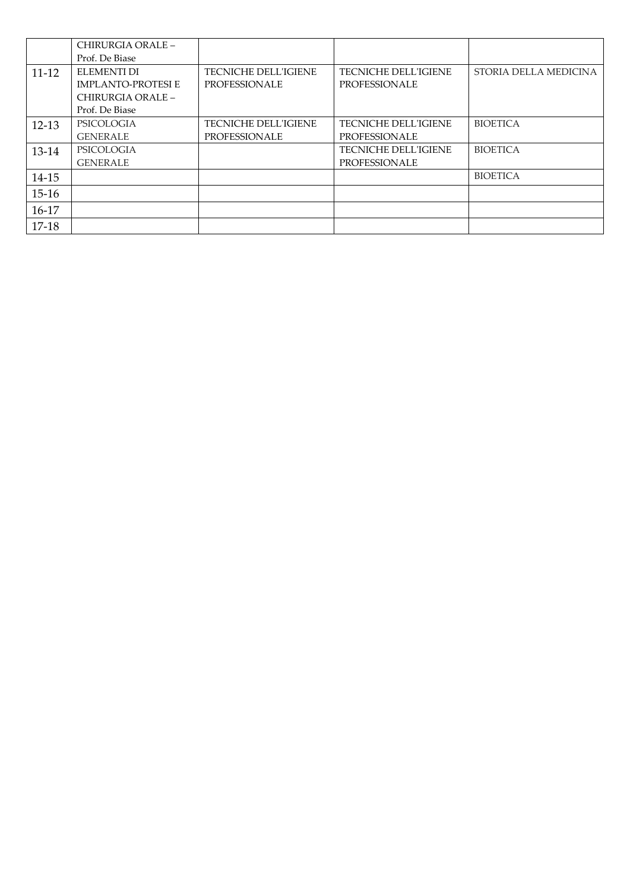| | | | | |
|---|---|---|---|---|
| | CHIRURGIA ORALE – Prof. De Biase | | | |
| 11-12 | ELEMENTI DI IMPLANTO-PROTESI E CHIRURGIA ORALE – Prof. De Biase | TECNICHE DELL'IGIENE PROFESSIONALE | TECNICHE DELL'IGIENE PROFESSIONALE | STORIA DELLA MEDICINA |
| 12-13 | PSICOLOGIA GENERALE | TECNICHE DELL'IGIENE PROFESSIONALE | TECNICHE DELL'IGIENE PROFESSIONALE | BIOETICA |
| 13-14 | PSICOLOGIA GENERALE | | TECNICHE DELL'IGIENE PROFESSIONALE | BIOETICA |
| 14-15 | | | | BIOETICA |
| 15-16 | | | | |
| 16-17 | | | | |
| 17-18 | | | | |